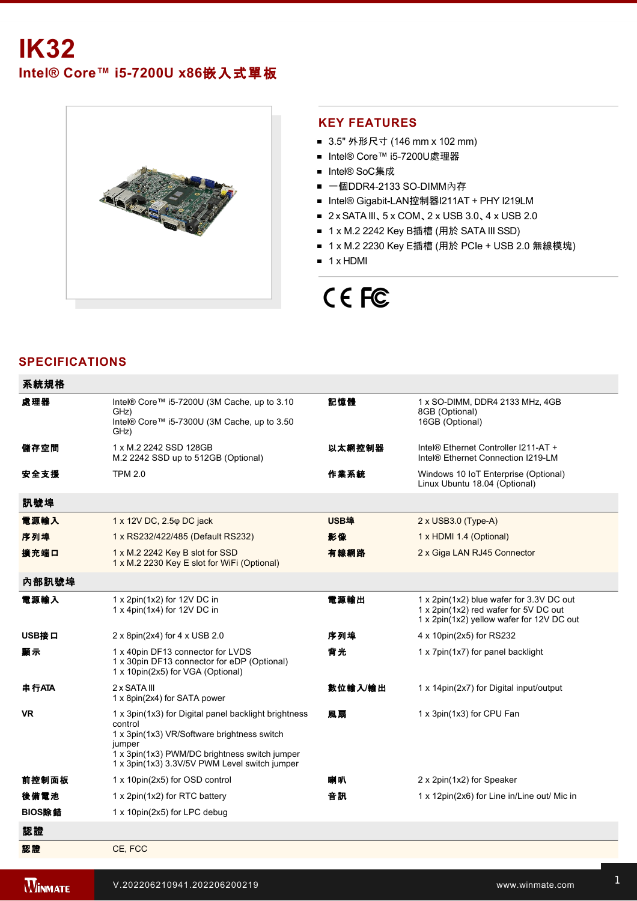# IK32

## Intel® Core™ i5-7200U x86嵌入式單板

## KEY FEATURES

- 3.5" 外形尺寸 (146 mm x 102 mm)
- Intel® Core™ i5-7200U處理器
- Intel® SoC集成
- 一個DDR4-2133 SO-DIMM內存
- Intel® Gigabit-LAN控制器I211AT + PHY I219LM
- 2 x SATA III、5 x COM、2 x USB 3.0、4 x USB 2.0
- 1 x M.2 2242 Key B插槽 (用於 SATA III SSD)
- 1 x M.2 2230 Key E插槽 (用於 PCIe + USB 2.0 無線模塊)
- 1 x HDMI

CE FC

## SPECIFICATIONS

| 系統規格 | | | |
|---|---|---|---|
| 處理器 | Intel® Core™ i5-7200U (3M Cache, up to 3.10 GHz)<br>Intel® Core™ i5-7300U (3M Cache, up to 3.50 GHz) | 記憶體 | 1 x SO-DIMM, DDR4 2133 MHz, 4GB<br>8GB (Optional)<br>16GB (Optional) |
| 儲存空間 | 1 x M.2 2242 SSD 128GB<br>M.2 2242 SSD up to 512GB (Optional) | 以太網控制器 | Intel® Ethernet Controller I211-AT +<br>Intel® Ethernet Connection I219-LM |
| 安全支援 | TPM 2.0 | 作業系統 | Windows 10 IoT Enterprise (Optional)<br>Linux Ubuntu 18.04 (Optional) |
| **訊號埠** | | | |
| 電源輸入 | 1 x 12V DC, 2.5φ DC jack | USB埠 | 2 x USB3.0 (Type-A) |
| 序列埠 | 1 x RS232/422/485 (Default RS232) | 影像 | 1 x HDMI 1.4 (Optional) |
| 擴充端口 | 1 x M.2 2242 Key B slot for SSD<br>1 x M.2 2230 Key E slot for WiFi (Optional) | 有線網路 | 2 x Giga LAN RJ45 Connector |
| **內部訊號埠** | | | |
| 電源輸入 | 1 x 2pin(1x2) for 12V DC in<br>1 x 4pin(1x4) for 12V DC in | 電源輸出 | 1 x 2pin(1x2) blue wafer for 3.3V DC out<br>1 x 2pin(1x2) red wafer for 5V DC out<br>1 x 2pin(1x2) yellow wafer for 12V DC out |
| USB接口 | 2 x 8pin(2x4) for 4 x USB 2.0 | 序列埠 | 4 x 10pin(2x5) for RS232 |
| 顯示 | 1 x 40pin DF13 connector for LVDS<br>1 x 30pin DF13 connector for eDP (Optional)<br>1 x 10pin(2x5) for VGA (Optional) | 背光 | 1 x 7pin(1x7) for panel backlight |
| 串行ATA | 2 x SATA III<br>1 x 8pin(2x4) for SATA power | 數位輸入/輸出 | 1 x 14pin(2x7) for Digital input/output |
| VR | 1 x 3pin(1x3) for Digital panel backlight brightness control<br>1 x 3pin(1x3) VR/Software brightness switch jumper<br>1 x 3pin(1x3) PWM/DC brightness switch jumper<br>1 x 3pin(1x3) 3.3V/5V PWM Level switch jumper | 風扇 | 1 x 3pin(1x3) for CPU Fan |
| 前控制面板 | 1 x 10pin(2x5) for OSD control | 喇叭 | 2 x 2pin(1x2) for Speaker |
| 後備電池 | 1 x 2pin(1x2) for RTC battery | 音訊 | 1 x 12pin(2x6) for Line in/Line out/ Mic in |
| BIOS除錯 | 1 x 10pin(2x5) for LPC debug | | |
| **認證** | | | |
| 認證 | CE, FCC | | |

V.202206210941.202206200219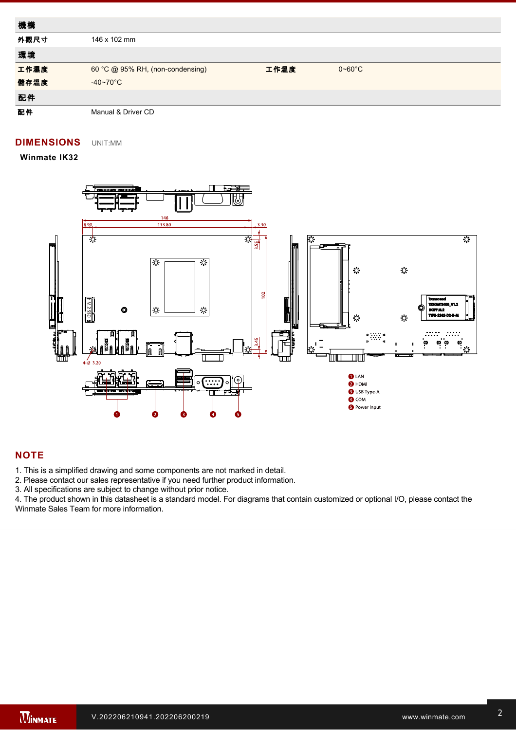| | | | |
|---|---|---|---|
| **機構** | | | |
| **外觀尺寸** | 146 x 102 mm | | |
| **環境** | | | |
| **工作濕度** | 60 °C @ 95% RH, (non-condensing) | **工作溫度** | 0~60°C |
| **儲存溫度** | -40~70°C | | |
| **配件** | | | |
| **配件** | Manual & Driver CD | | |

## DIMENSIONS UNIT:MM

**Winmate IK32**

146
8.90
133.80
3.30
3.55
102
3.45
4-Ø 3.20

1 LAN
2 HDMI
3 USB Type-A
4 COM
5 Power Input

## NOTE

1. This is a simplified drawing and some components are not marked in detail.
2. Please contact our sales representative if you need further product information.
3. All specifications are subject to change without prior notice.
4. The product shown in this datasheet is a standard model. For diagrams that contain customized or optional I/O, please contact the Winmate Sales Team for more information.